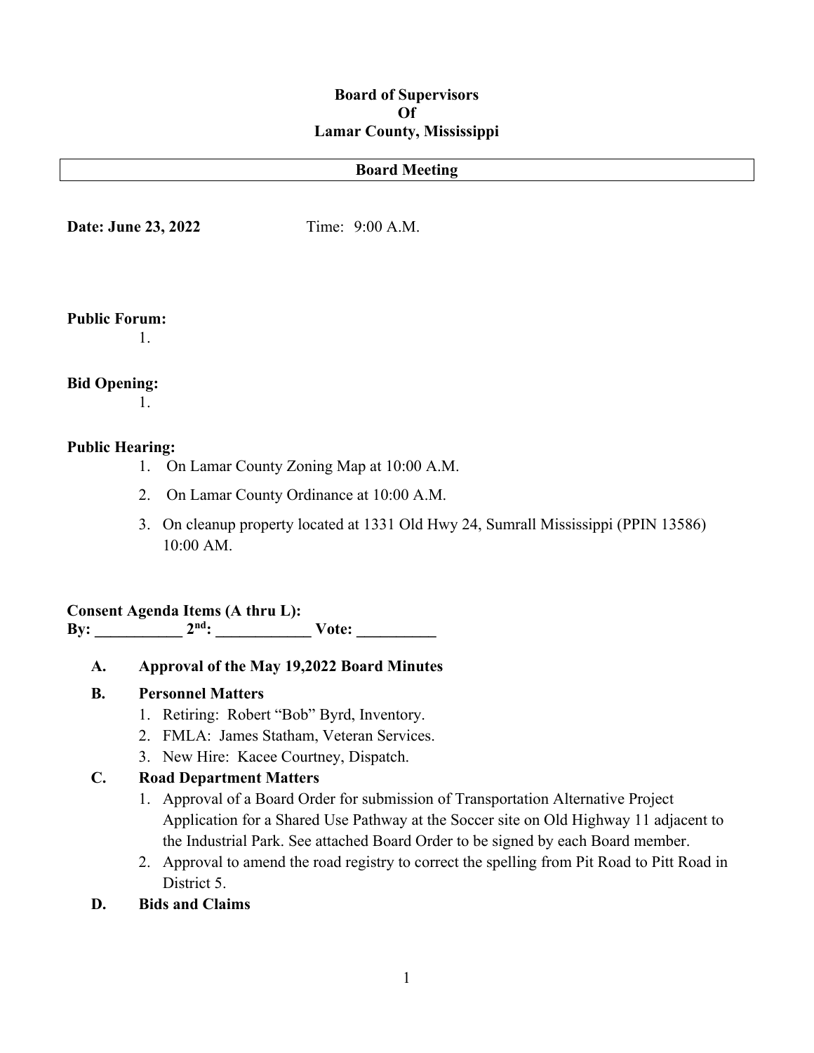**Board of Supervisors**
**Of**
**Lamar County, Mississippi**

**Board Meeting**

**Date: June 23, 2022** Time: 9:00 A.M.

**Public Forum:**

1.

**Bid Opening:**

1.

**Public Hearing:**

1. On Lamar County Zoning Map at 10:00 A.M.
2. On Lamar County Ordinance at 10:00 A.M.
3. On cleanup property located at 1331 Old Hwy 24, Sumrall Mississippi (PPIN 13586) 10:00 AM.

**Consent Agenda Items (A thru L):**
**By: ___________ 2nd: ____________ Vote: __________**

**A. Approval of the May 19,2022 Board Minutes**

**B. Personnel Matters**

1. Retiring: Robert "Bob" Byrd, Inventory.
2. FMLA: James Statham, Veteran Services.
3. New Hire: Kacee Courtney, Dispatch.

**C. Road Department Matters**

1. Approval of a Board Order for submission of Transportation Alternative Project Application for a Shared Use Pathway at the Soccer site on Old Highway 11 adjacent to the Industrial Park. See attached Board Order to be signed by each Board member.
2. Approval to amend the road registry to correct the spelling from Pit Road to Pitt Road in District 5.

**D. Bids and Claims**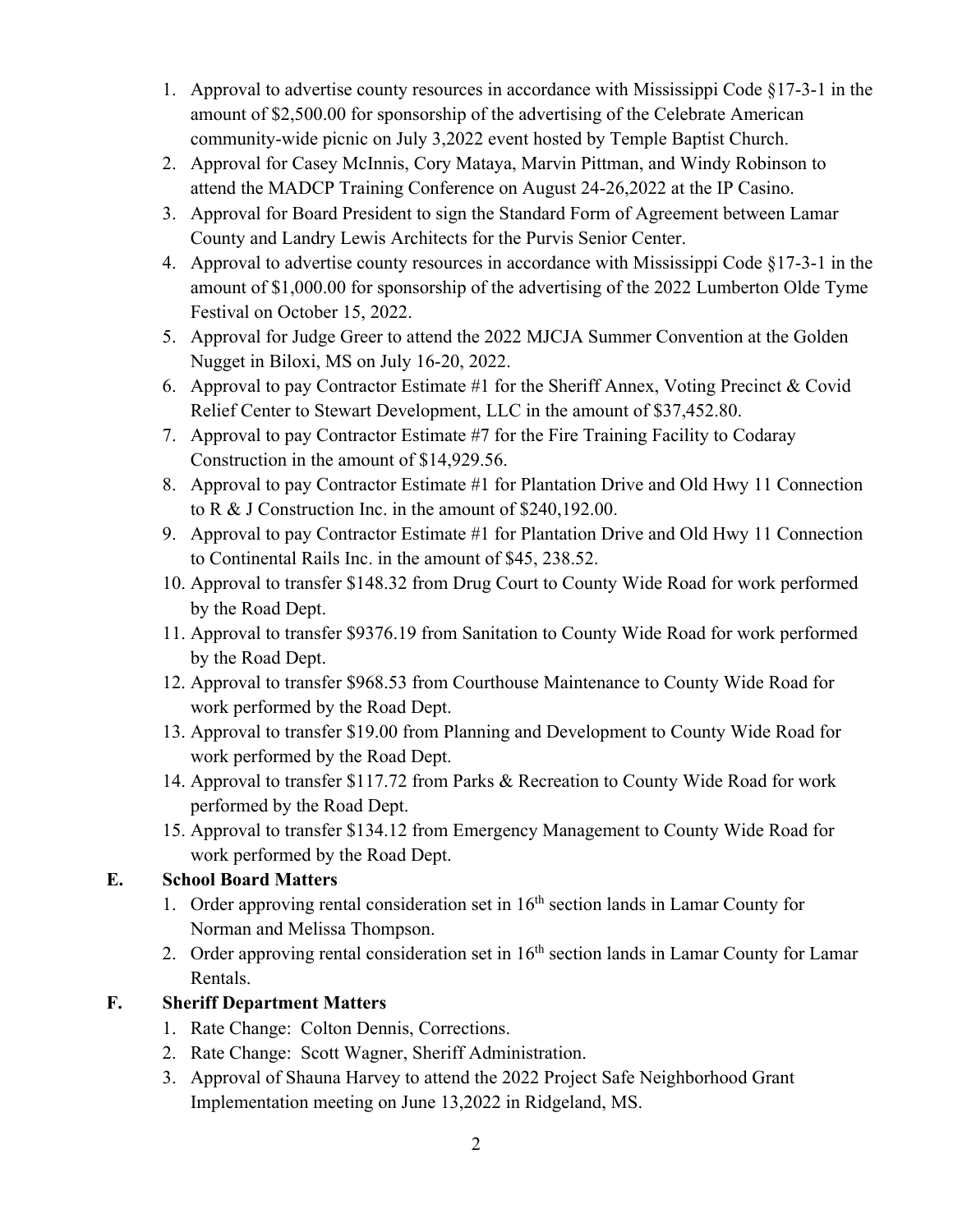1. Approval to advertise county resources in accordance with Mississippi Code §17-3-1 in the amount of $2,500.00 for sponsorship of the advertising of the Celebrate American community-wide picnic on July 3,2022 event hosted by Temple Baptist Church.
2. Approval for Casey McInnis, Cory Mataya, Marvin Pittman, and Windy Robinson to attend the MADCP Training Conference on August 24-26,2022 at the IP Casino.
3. Approval for Board President to sign the Standard Form of Agreement between Lamar County and Landry Lewis Architects for the Purvis Senior Center.
4. Approval to advertise county resources in accordance with Mississippi Code §17-3-1 in the amount of $1,000.00 for sponsorship of the advertising of the 2022 Lumberton Olde Tyme Festival on October 15, 2022.
5. Approval for Judge Greer to attend the 2022 MJCJA Summer Convention at the Golden Nugget in Biloxi, MS on July 16-20, 2022.
6. Approval to pay Contractor Estimate #1 for the Sheriff Annex, Voting Precinct & Covid Relief Center to Stewart Development, LLC in the amount of $37,452.80.
7. Approval to pay Contractor Estimate #7 for the Fire Training Facility to Codaray Construction in the amount of $14,929.56.
8. Approval to pay Contractor Estimate #1 for Plantation Drive and Old Hwy 11 Connection to R & J Construction Inc. in the amount of $240,192.00.
9. Approval to pay Contractor Estimate #1 for Plantation Drive and Old Hwy 11 Connection to Continental Rails Inc. in the amount of $45, 238.52.
10. Approval to transfer $148.32 from Drug Court to County Wide Road for work performed by the Road Dept.
11. Approval to transfer $9376.19 from Sanitation to County Wide Road for work performed by the Road Dept.
12. Approval to transfer $968.53 from Courthouse Maintenance to County Wide Road for work performed by the Road Dept.
13. Approval to transfer $19.00 from Planning and Development to County Wide Road for work performed by the Road Dept.
14. Approval to transfer $117.72 from Parks & Recreation to County Wide Road for work performed by the Road Dept.
15. Approval to transfer $134.12 from Emergency Management to County Wide Road for work performed by the Road Dept.

**E. School Board Matters**

1. Order approving rental consideration set in 16th section lands in Lamar County for Norman and Melissa Thompson.
2. Order approving rental consideration set in 16th section lands in Lamar County for Lamar Rentals.

**F. Sheriff Department Matters**

1. Rate Change: Colton Dennis, Corrections.
2. Rate Change: Scott Wagner, Sheriff Administration.
3. Approval of Shauna Harvey to attend the 2022 Project Safe Neighborhood Grant Implementation meeting on June 13,2022 in Ridgeland, MS.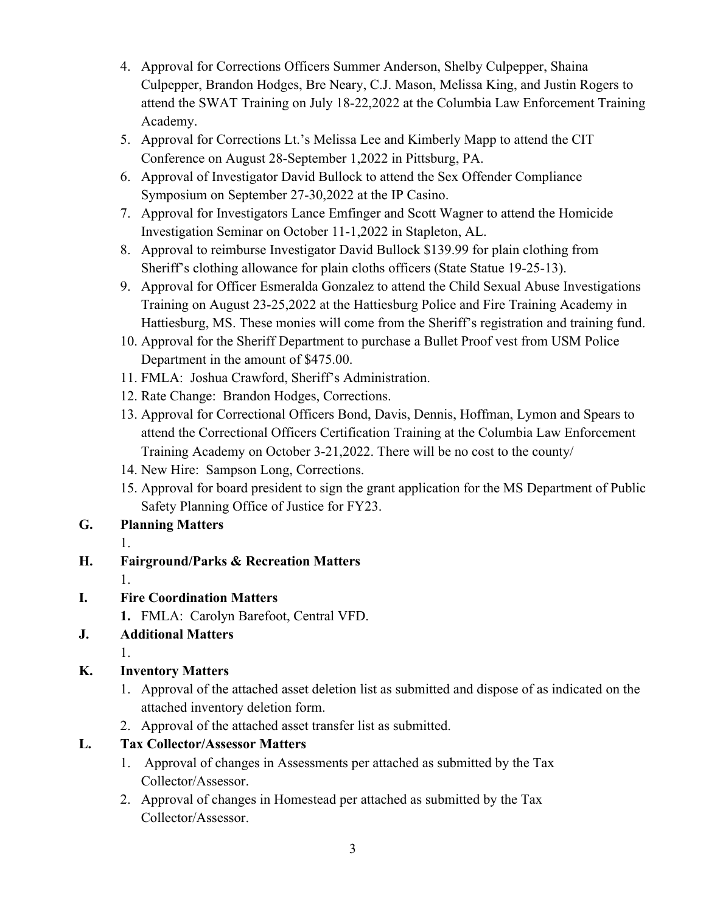4. Approval for Corrections Officers Summer Anderson, Shelby Culpepper, Shaina Culpepper, Brandon Hodges, Bre Neary, C.J. Mason, Melissa King, and Justin Rogers to attend the SWAT Training on July 18-22,2022 at the Columbia Law Enforcement Training Academy.
5. Approval for Corrections Lt.'s Melissa Lee and Kimberly Mapp to attend the CIT Conference on August 28-September 1,2022 in Pittsburg, PA.
6. Approval of Investigator David Bullock to attend the Sex Offender Compliance Symposium on September 27-30,2022 at the IP Casino.
7. Approval for Investigators Lance Emfinger and Scott Wagner to attend the Homicide Investigation Seminar on October 11-1,2022 in Stapleton, AL.
8. Approval to reimburse Investigator David Bullock $139.99 for plain clothing from Sheriff's clothing allowance for plain cloths officers (State Statue 19-25-13).
9. Approval for Officer Esmeralda Gonzalez to attend the Child Sexual Abuse Investigations Training on August 23-25,2022 at the Hattiesburg Police and Fire Training Academy in Hattiesburg, MS. These monies will come from the Sheriff's registration and training fund.
10. Approval for the Sheriff Department to purchase a Bullet Proof vest from USM Police Department in the amount of $475.00.
11. FMLA: Joshua Crawford, Sheriff's Administration.
12. Rate Change: Brandon Hodges, Corrections.
13. Approval for Correctional Officers Bond, Davis, Dennis, Hoffman, Lymon and Spears to attend the Correctional Officers Certification Training at the Columbia Law Enforcement Training Academy on October 3-21,2022. There will be no cost to the county/
14. New Hire: Sampson Long, Corrections.
15. Approval for board president to sign the grant application for the MS Department of Public Safety Planning Office of Justice for FY23.

**G. Planning Matters**

1.

**H. Fairground/Parks & Recreation Matters**

1.

**I. Fire Coordination Matters**

1. FMLA: Carolyn Barefoot, Central VFD.

**J. Additional Matters**

1.

**K. Inventory Matters**

1. Approval of the attached asset deletion list as submitted and dispose of as indicated on the attached inventory deletion form.
2. Approval of the attached asset transfer list as submitted.

**L. Tax Collector/Assessor Matters**

1. Approval of changes in Assessments per attached as submitted by the Tax Collector/Assessor.
2. Approval of changes in Homestead per attached as submitted by the Tax Collector/Assessor.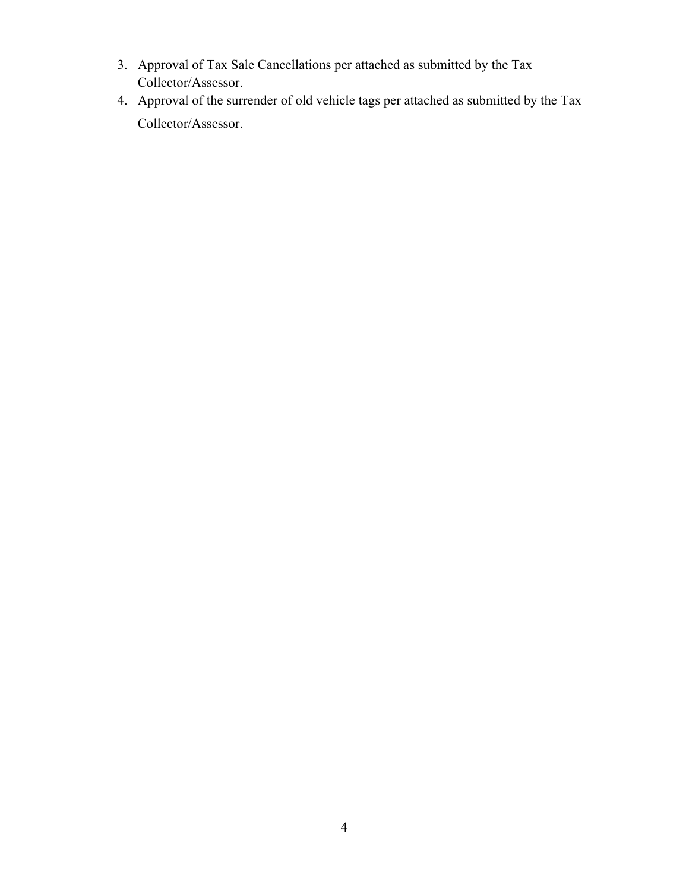3. Approval of Tax Sale Cancellations per attached as submitted by the Tax Collector/Assessor.
4. Approval of the surrender of old vehicle tags per attached as submitted by the Tax Collector/Assessor.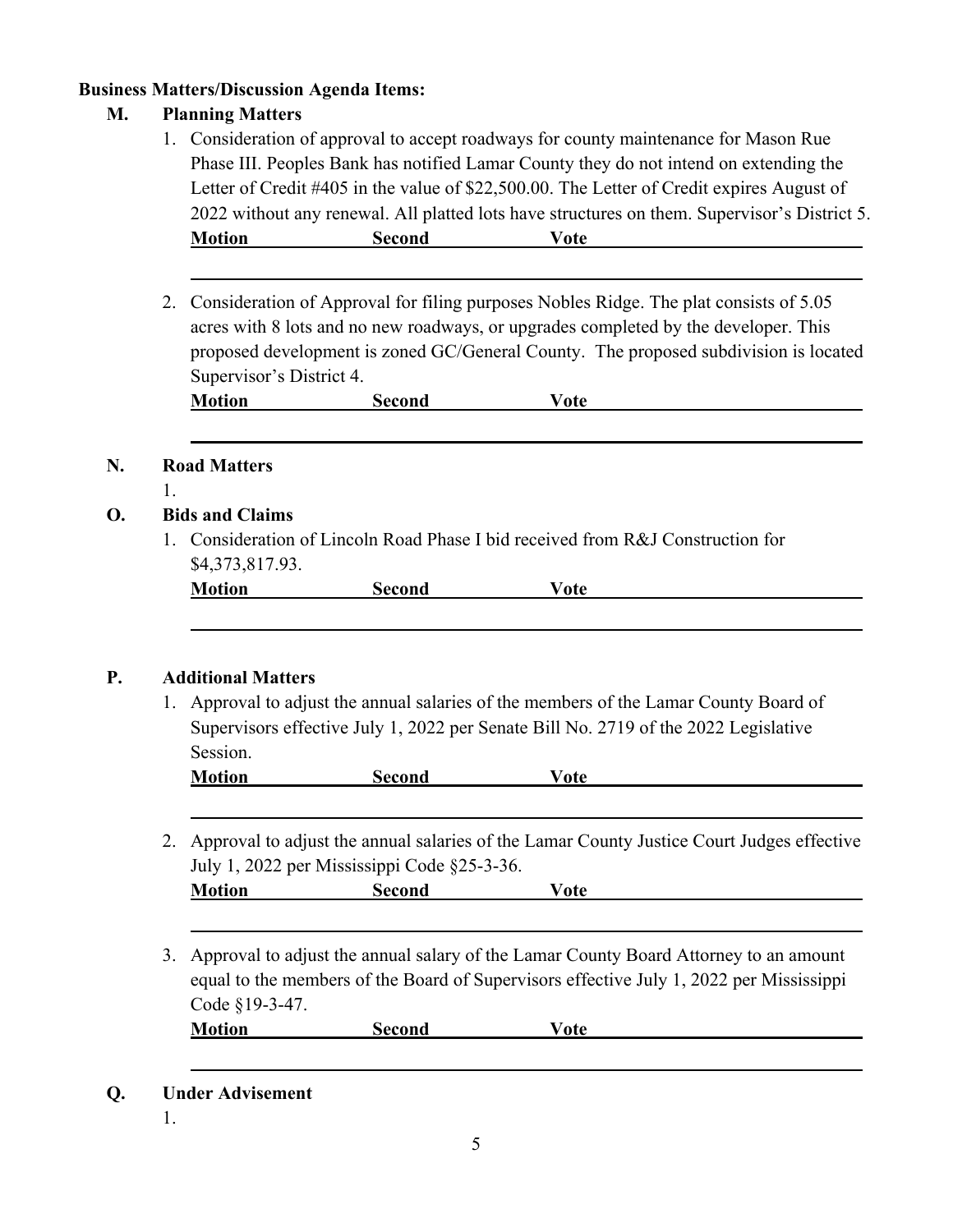**Business Matters/Discussion Agenda Items:**

**M. Planning Matters**

1. Consideration of approval to accept roadways for county maintenance for Mason Rue Phase III. Peoples Bank has notified Lamar County they do not intend on extending the Letter of Credit #405 in the value of $22,500.00. The Letter of Credit expires August of 2022 without any renewal. All platted lots have structures on them. Supervisor's District 5.

   **Motion** **Second** **Vote**

2. Consideration of Approval for filing purposes Nobles Ridge. The plat consists of 5.05 acres with 8 lots and no new roadways, or upgrades completed by the developer. This proposed development is zoned GC/General County. The proposed subdivision is located Supervisor's District 4.

   **Motion** **Second** **Vote**

**N. Road Matters**

1.

**O. Bids and Claims**

1. Consideration of Lincoln Road Phase I bid received from R&J Construction for $4,373,817.93.

   **Motion** **Second** **Vote**

**P. Additional Matters**

1. Approval to adjust the annual salaries of the members of the Lamar County Board of Supervisors effective July 1, 2022 per Senate Bill No. 2719 of the 2022 Legislative Session.

   **Motion** **Second** **Vote**

2. Approval to adjust the annual salaries of the Lamar County Justice Court Judges effective July 1, 2022 per Mississippi Code §25-3-36.

   **Motion** **Second** **Vote**

3. Approval to adjust the annual salary of the Lamar County Board Attorney to an amount equal to the members of the Board of Supervisors effective July 1, 2022 per Mississippi Code §19-3-47.

   **Motion** **Second** **Vote**

**Q. Under Advisement**

1.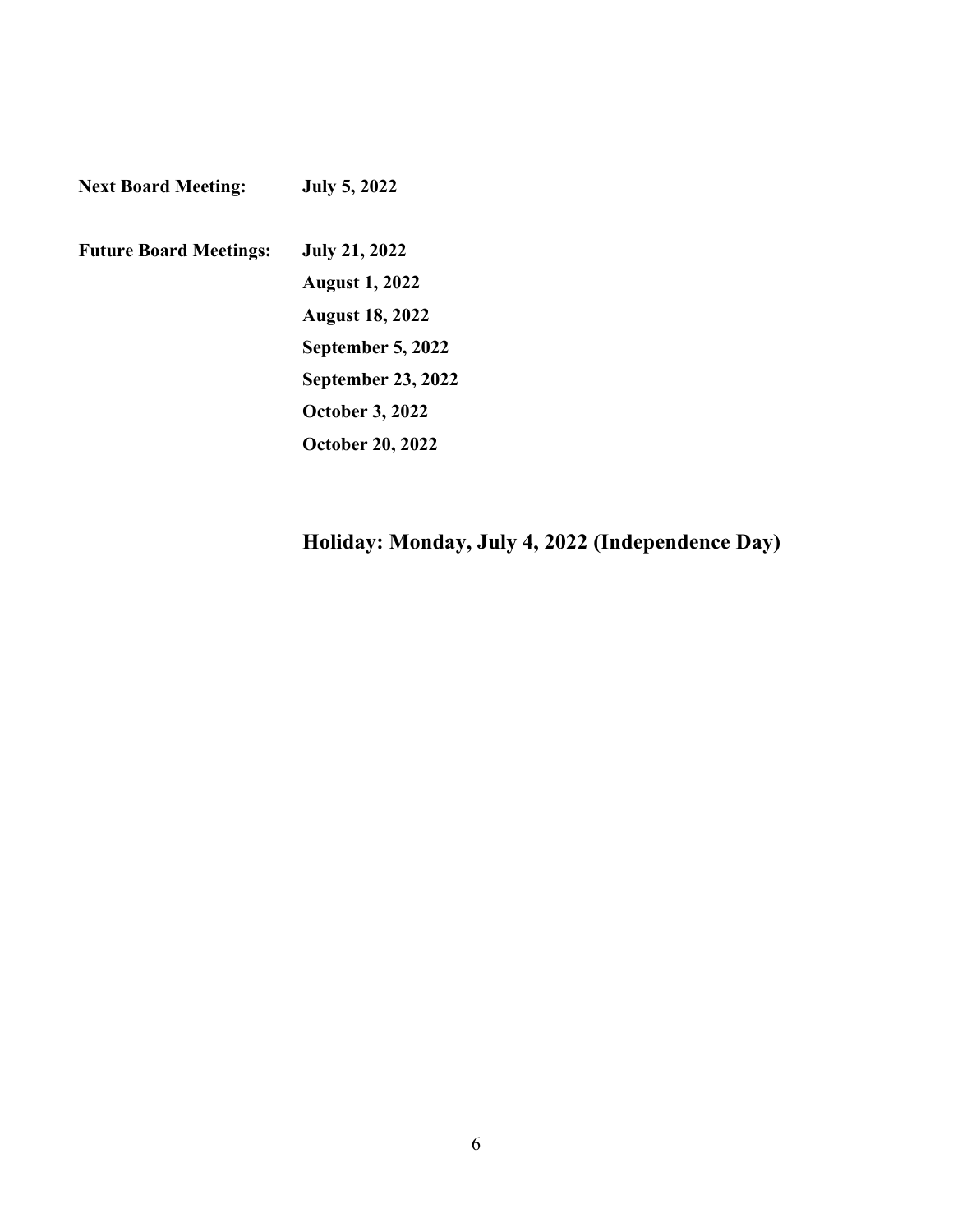**Next Board Meeting:** **July 5, 2022**

**Future Board Meetings:**

**July 21, 2022**
**August 1, 2022**
**August 18, 2022**
**September 5, 2022**
**September 23, 2022**
**October 3, 2022**
**October 20, 2022**

**Holiday: Monday, July 4, 2022 (Independence Day)**